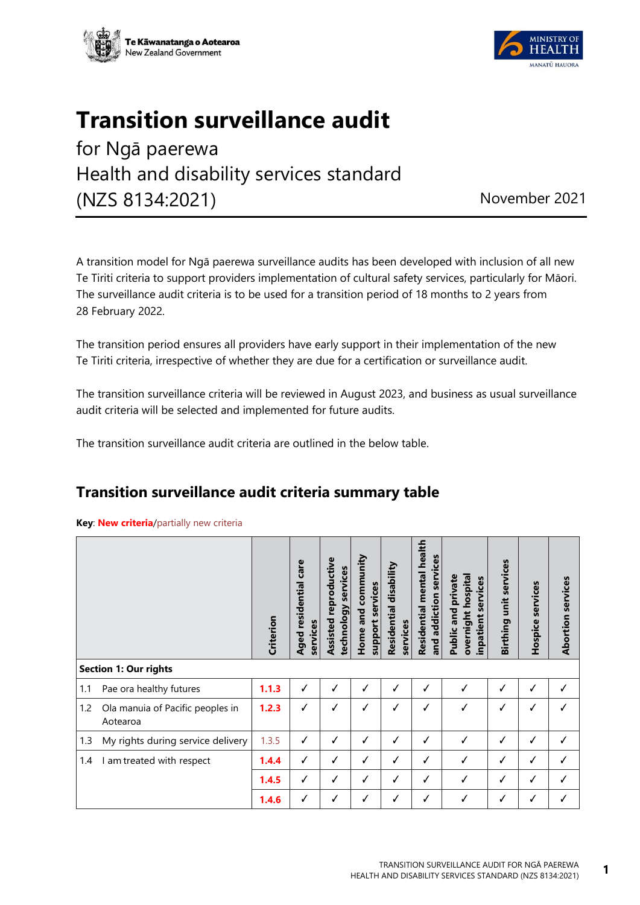# Transition surveillance audit

for Ngā paerewa
Health and disability services standard
(NZS 8134:2021)

November 2021

A transition model for Ngā paerewa surveillance audits has been developed with inclusion of all new Te Tiriti criteria to support providers implementation of cultural safety services, particularly for Māori. The surveillance audit criteria is to be used for a transition period of 18 months to 2 years from 28 February 2022.

The transition period ensures all providers have early support in their implementation of the new Te Tiriti criteria, irrespective of whether they are due for a certification or surveillance audit.

The transition surveillance criteria will be reviewed in August 2023, and business as usual surveillance audit criteria will be selected and implemented for future audits.

The transition surveillance audit criteria are outlined in the below table.

## Transition surveillance audit criteria summary table

**Key**: **New criteria**/partially new criteria

| | | Criterion | Aged residential care services | Assisted reproductive technology services | Home and community support services | Residential disability services | Residential mental health and addiction services | Public and private overnight hospital inpatient services | Birthing unit services | Hospice services | Abortion services |
|---|---|---|---|---|---|---|---|---|---|---|---|
| **Section 1: Our rights** | | | | | | | | | | | |
| 1.1 | Pae ora healthy futures | **1.1.3** | ✓ | ✓ | ✓ | ✓ | ✓ | ✓ | ✓ | ✓ | ✓ |
| 1.2 | Ola manuia of Pacific peoples in Aotearoa | **1.2.3** | ✓ | ✓ | ✓ | ✓ | ✓ | ✓ | ✓ | ✓ | ✓ |
| 1.3 | My rights during service delivery | 1.3.5 | ✓ | ✓ | ✓ | ✓ | ✓ | ✓ | ✓ | ✓ | ✓ |
| 1.4 | I am treated with respect | **1.4.4** | ✓ | ✓ | ✓ | ✓ | ✓ | ✓ | ✓ | ✓ | ✓ |
| | | **1.4.5** | ✓ | ✓ | ✓ | ✓ | ✓ | ✓ | ✓ | ✓ | ✓ |
| | | **1.4.6** | ✓ | ✓ | ✓ | ✓ | ✓ | ✓ | ✓ | ✓ | ✓ |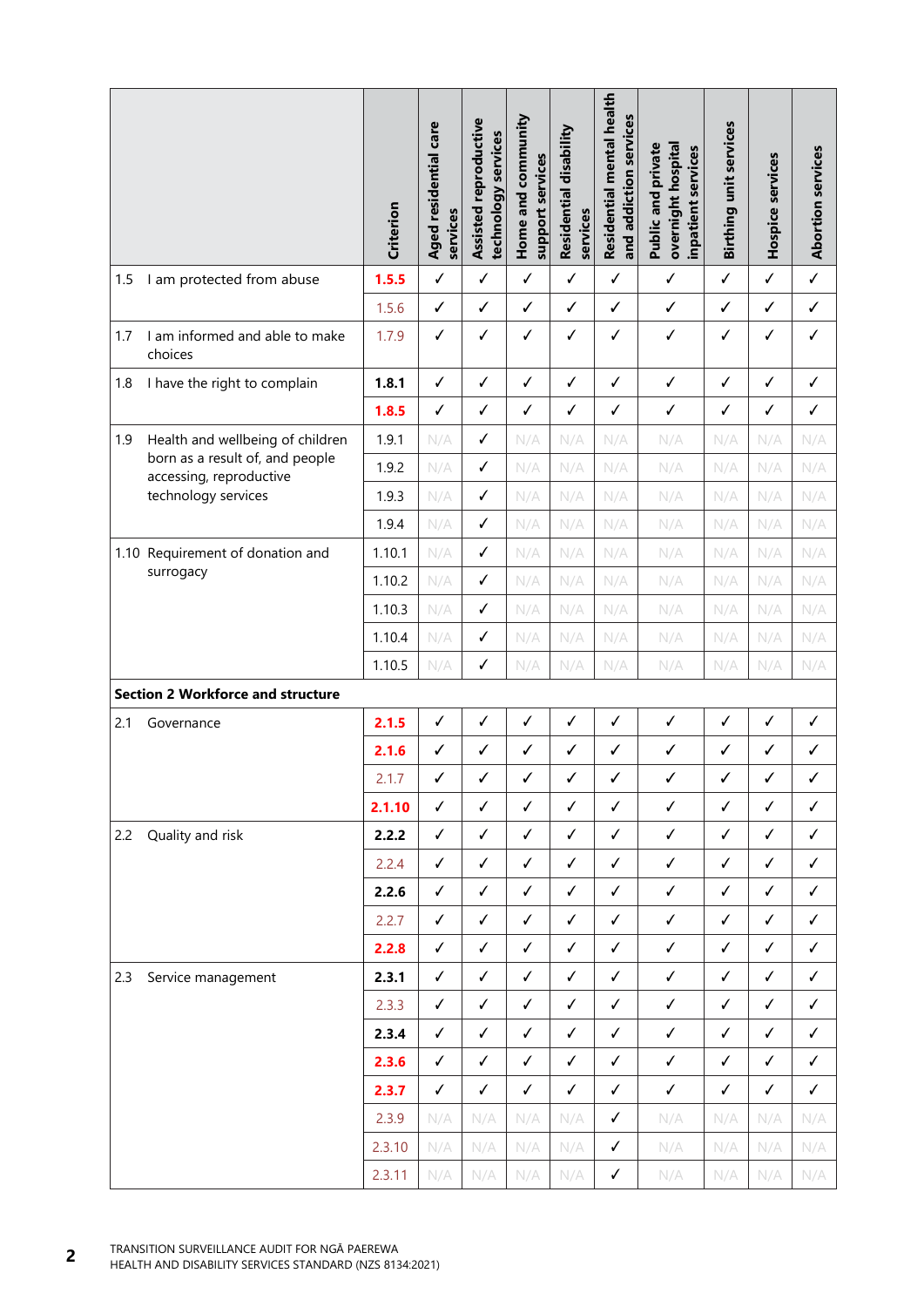| | Criterion | Aged residential care services | Assisted reproductive technology services | Home and community support services | Residential disability services | Residential mental health and addiction services | Public and private overnight hospital inpatient services | Birthing unit services | Hospice services | Abortion services |
|---|---|---|---|---|---|---|---|---|---|---|
| 1.5 I am protected from abuse | **1.5.5** | ✓ | ✓ | ✓ | ✓ | ✓ | ✓ | ✓ | ✓ | ✓ |
| | 1.5.6 | ✓ | ✓ | ✓ | ✓ | ✓ | ✓ | ✓ | ✓ | ✓ |
| 1.7 I am informed and able to make choices | 1.7.9 | ✓ | ✓ | ✓ | ✓ | ✓ | ✓ | ✓ | ✓ | ✓ |
| 1.8 I have the right to complain | **1.8.1** | ✓ | ✓ | ✓ | ✓ | ✓ | ✓ | ✓ | ✓ | ✓ |
| | **1.8.5** | ✓ | ✓ | ✓ | ✓ | ✓ | ✓ | ✓ | ✓ | ✓ |
| 1.9 Health and wellbeing of children born as a result of, and people accessing, reproductive technology services | 1.9.1 | N/A | ✓ | N/A | N/A | N/A | N/A | N/A | N/A | N/A |
| | 1.9.2 | N/A | ✓ | N/A | N/A | N/A | N/A | N/A | N/A | N/A |
| | 1.9.3 | N/A | ✓ | N/A | N/A | N/A | N/A | N/A | N/A | N/A |
| | 1.9.4 | N/A | ✓ | N/A | N/A | N/A | N/A | N/A | N/A | N/A |
| 1.10 Requirement of donation and surrogacy | 1.10.1 | N/A | ✓ | N/A | N/A | N/A | N/A | N/A | N/A | N/A |
| | 1.10.2 | N/A | ✓ | N/A | N/A | N/A | N/A | N/A | N/A | N/A |
| | 1.10.3 | N/A | ✓ | N/A | N/A | N/A | N/A | N/A | N/A | N/A |
| | 1.10.4 | N/A | ✓ | N/A | N/A | N/A | N/A | N/A | N/A | N/A |
| | 1.10.5 | N/A | ✓ | N/A | N/A | N/A | N/A | N/A | N/A | N/A |
| **Section 2 Workforce and structure** | | | | | | | | | | |
| 2.1 Governance | **2.1.5** | ✓ | ✓ | ✓ | ✓ | ✓ | ✓ | ✓ | ✓ | ✓ |
| | **2.1.6** | ✓ | ✓ | ✓ | ✓ | ✓ | ✓ | ✓ | ✓ | ✓ |
| | 2.1.7 | ✓ | ✓ | ✓ | ✓ | ✓ | ✓ | ✓ | ✓ | ✓ |
| | **2.1.10** | ✓ | ✓ | ✓ | ✓ | ✓ | ✓ | ✓ | ✓ | ✓ |
| 2.2 Quality and risk | **2.2.2** | ✓ | ✓ | ✓ | ✓ | ✓ | ✓ | ✓ | ✓ | ✓ |
| | 2.2.4 | ✓ | ✓ | ✓ | ✓ | ✓ | ✓ | ✓ | ✓ | ✓ |
| | **2.2.6** | ✓ | ✓ | ✓ | ✓ | ✓ | ✓ | ✓ | ✓ | ✓ |
| | 2.2.7 | ✓ | ✓ | ✓ | ✓ | ✓ | ✓ | ✓ | ✓ | ✓ |
| | **2.2.8** | ✓ | ✓ | ✓ | ✓ | ✓ | ✓ | ✓ | ✓ | ✓ |
| 2.3 Service management | **2.3.1** | ✓ | ✓ | ✓ | ✓ | ✓ | ✓ | ✓ | ✓ | ✓ |
| | 2.3.3 | ✓ | ✓ | ✓ | ✓ | ✓ | ✓ | ✓ | ✓ | ✓ |
| | **2.3.4** | ✓ | ✓ | ✓ | ✓ | ✓ | ✓ | ✓ | ✓ | ✓ |
| | **2.3.6** | ✓ | ✓ | ✓ | ✓ | ✓ | ✓ | ✓ | ✓ | ✓ |
| | **2.3.7** | ✓ | ✓ | ✓ | ✓ | ✓ | ✓ | ✓ | ✓ | ✓ |
| | 2.3.9 | N/A | N/A | N/A | N/A | ✓ | N/A | N/A | N/A | N/A |
| | 2.3.10 | N/A | N/A | N/A | N/A | ✓ | N/A | N/A | N/A | N/A |
| | 2.3.11 | N/A | N/A | N/A | N/A | ✓ | N/A | N/A | N/A | N/A |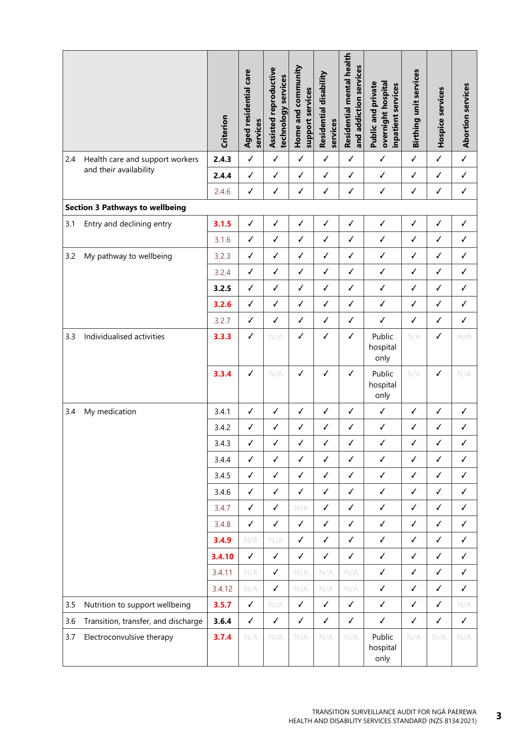| | Criterion | Aged residential care services | Assisted reproductive technology services | Home and community support services | Residential disability services | Residential mental health and addiction services | Public and private overnight hospital inpatient services | Birthing unit services | Hospice services | Abortion services |
|---|---|---|---|---|---|---|---|---|---|---|
| 2.4 Health care and support workers and their availability | **2.4.3** | ✓ | ✓ | ✓ | ✓ | ✓ | ✓ | ✓ | ✓ | ✓ |
| | **2.4.4** | ✓ | ✓ | ✓ | ✓ | ✓ | ✓ | ✓ | ✓ | ✓ |
| | 2.4.6 | ✓ | ✓ | ✓ | ✓ | ✓ | ✓ | ✓ | ✓ | ✓ |
| **Section 3 Pathways to wellbeing** | | | | | | | | | | |
| 3.1 Entry and declining entry | **3.1.5** | ✓ | ✓ | ✓ | ✓ | ✓ | ✓ | ✓ | ✓ | ✓ |
| | 3.1.6 | ✓ | ✓ | ✓ | ✓ | ✓ | ✓ | ✓ | ✓ | ✓ |
| 3.2 My pathway to wellbeing | 3.2.3 | ✓ | ✓ | ✓ | ✓ | ✓ | ✓ | ✓ | ✓ | ✓ |
| | 3.2.4 | ✓ | ✓ | ✓ | ✓ | ✓ | ✓ | ✓ | ✓ | ✓ |
| | **3.2.5** | ✓ | ✓ | ✓ | ✓ | ✓ | ✓ | ✓ | ✓ | ✓ |
| | **3.2.6** | ✓ | ✓ | ✓ | ✓ | ✓ | ✓ | ✓ | ✓ | ✓ |
| | 3.2.7 | ✓ | ✓ | ✓ | ✓ | ✓ | ✓ | ✓ | ✓ | ✓ |
| 3.3 Individualised activities | **3.3.3** | ✓ | N/A | ✓ | ✓ | ✓ | Public hospital only | N/A | ✓ | N/A |
| | **3.3.4** | ✓ | N/A | ✓ | ✓ | ✓ | Public hospital only | N/A | ✓ | N/A |
| 3.4 My medication | 3.4.1 | ✓ | ✓ | ✓ | ✓ | ✓ | ✓ | ✓ | ✓ | ✓ |
| | 3.4.2 | ✓ | ✓ | ✓ | ✓ | ✓ | ✓ | ✓ | ✓ | ✓ |
| | 3.4.3 | ✓ | ✓ | ✓ | ✓ | ✓ | ✓ | ✓ | ✓ | ✓ |
| | 3.4.4 | ✓ | ✓ | ✓ | ✓ | ✓ | ✓ | ✓ | ✓ | ✓ |
| | 3.4.5 | ✓ | ✓ | ✓ | ✓ | ✓ | ✓ | ✓ | ✓ | ✓ |
| | 3.4.6 | ✓ | ✓ | ✓ | ✓ | ✓ | ✓ | ✓ | ✓ | ✓ |
| | 3.4.7 | ✓ | ✓ | N/A | ✓ | ✓ | ✓ | ✓ | ✓ | ✓ |
| | 3.4.8 | ✓ | ✓ | ✓ | ✓ | ✓ | ✓ | ✓ | ✓ | ✓ |
| | **3.4.9** | N/A | N/A | ✓ | ✓ | ✓ | ✓ | ✓ | ✓ | ✓ |
| | **3.4.10** | ✓ | ✓ | ✓ | ✓ | ✓ | ✓ | ✓ | ✓ | ✓ |
| | 3.4.11 | N/A | ✓ | N/A | N/A | N/A | ✓ | ✓ | ✓ | ✓ |
| | 3.4.12 | N/A | ✓ | N/A | N/A | N/A | ✓ | ✓ | ✓ | ✓ |
| 3.5 Nutrition to support wellbeing | **3.5.7** | ✓ | N/A | ✓ | ✓ | ✓ | ✓ | ✓ | ✓ | N/A |
| 3.6 Transition, transfer, and discharge | **3.6.4** | ✓ | ✓ | ✓ | ✓ | ✓ | ✓ | ✓ | ✓ | ✓ |
| 3.7 Electroconvulsive therapy | **3.7.4** | N/A | N/A | N/A | N/A | N/A | Public hospital only | N/A | N/A | N/A |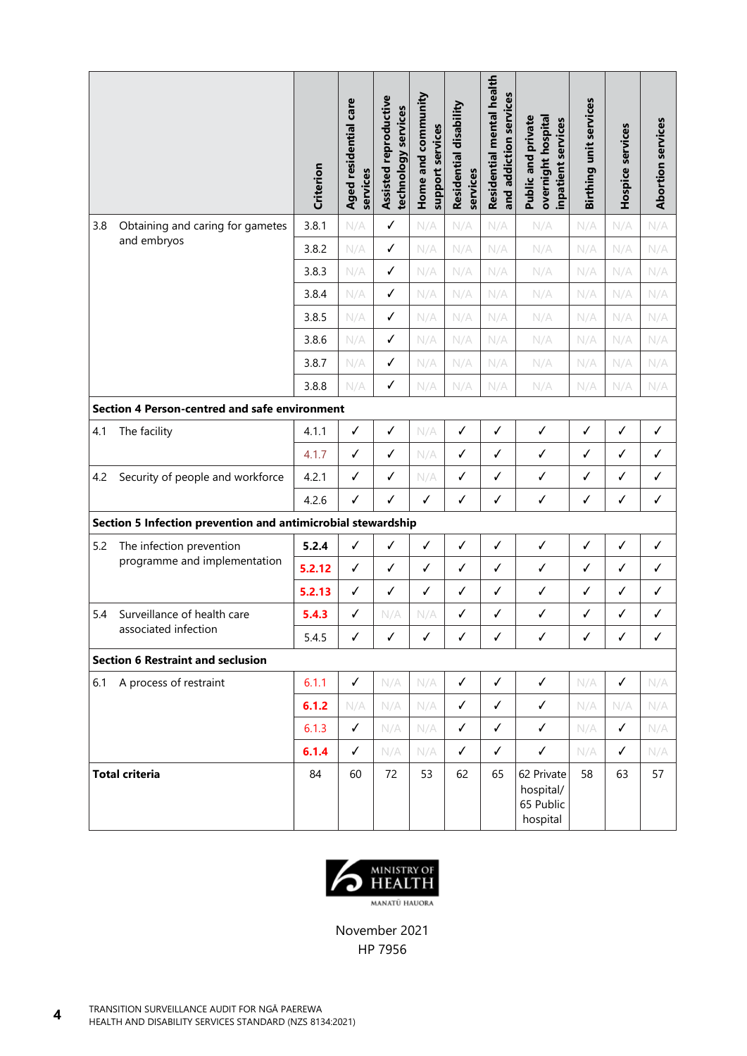| | | Criterion | Aged residential care services | Assisted reproductive technology services | Home and community support services | Residential disability services | Residential mental health and addiction services | Public and private overnight hospital inpatient services | Birthing unit services | Hospice services | Abortion services |
|---|---|---|---|---|---|---|---|---|---|---|---|
| 3.8 | Obtaining and caring for gametes and embryos | 3.8.1 | N/A | ✓ | N/A | N/A | N/A | N/A | N/A | N/A | N/A |
| | | 3.8.2 | N/A | ✓ | N/A | N/A | N/A | N/A | N/A | N/A | N/A |
| | | 3.8.3 | N/A | ✓ | N/A | N/A | N/A | N/A | N/A | N/A | N/A |
| | | 3.8.4 | N/A | ✓ | N/A | N/A | N/A | N/A | N/A | N/A | N/A |
| | | 3.8.5 | N/A | ✓ | N/A | N/A | N/A | N/A | N/A | N/A | N/A |
| | | 3.8.6 | N/A | ✓ | N/A | N/A | N/A | N/A | N/A | N/A | N/A |
| | | 3.8.7 | N/A | ✓ | N/A | N/A | N/A | N/A | N/A | N/A | N/A |
| | | 3.8.8 | N/A | ✓ | N/A | N/A | N/A | N/A | N/A | N/A | N/A |
| **Section 4 Person-centred and safe environment** | | | | | | | | | | | |
| 4.1 | The facility | 4.1.1 | ✓ | ✓ | N/A | ✓ | ✓ | ✓ | ✓ | ✓ | ✓ |
| | | 4.1.7 | ✓ | ✓ | N/A | ✓ | ✓ | ✓ | ✓ | ✓ | ✓ |
| 4.2 | Security of people and workforce | 4.2.1 | ✓ | ✓ | N/A | ✓ | ✓ | ✓ | ✓ | ✓ | ✓ |
| | | 4.2.6 | ✓ | ✓ | ✓ | ✓ | ✓ | ✓ | ✓ | ✓ | ✓ |
| **Section 5 Infection prevention and antimicrobial stewardship** | | | | | | | | | | | |
| 5.2 | The infection prevention programme and implementation | **5.2.4** | ✓ | ✓ | ✓ | ✓ | ✓ | ✓ | ✓ | ✓ | ✓ |
| | | **5.2.12** | ✓ | ✓ | ✓ | ✓ | ✓ | ✓ | ✓ | ✓ | ✓ |
| | | **5.2.13** | ✓ | ✓ | ✓ | ✓ | ✓ | ✓ | ✓ | ✓ | ✓ |
| 5.4 | Surveillance of health care associated infection | **5.4.3** | ✓ | N/A | N/A | ✓ | ✓ | ✓ | ✓ | ✓ | ✓ |
| | | 5.4.5 | ✓ | ✓ | ✓ | ✓ | ✓ | ✓ | ✓ | ✓ | ✓ |
| **Section 6 Restraint and seclusion** | | | | | | | | | | | |
| 6.1 | A process of restraint | 6.1.1 | ✓ | N/A | N/A | ✓ | ✓ | ✓ | N/A | ✓ | N/A |
| | | **6.1.2** | N/A | N/A | N/A | ✓ | ✓ | ✓ | N/A | N/A | N/A |
| | | 6.1.3 | ✓ | N/A | N/A | ✓ | ✓ | ✓ | N/A | ✓ | N/A |
| | | **6.1.4** | ✓ | N/A | N/A | ✓ | ✓ | ✓ | N/A | ✓ | N/A |
| **Total criteria** | | 84 | 60 | 72 | 53 | 62 | 65 | 62 Private hospital/ 65 Public hospital | 58 | 63 | 57 |

MINISTRY OF HEALTH
MANATŪ HAUORA

November 2021
HP 7956